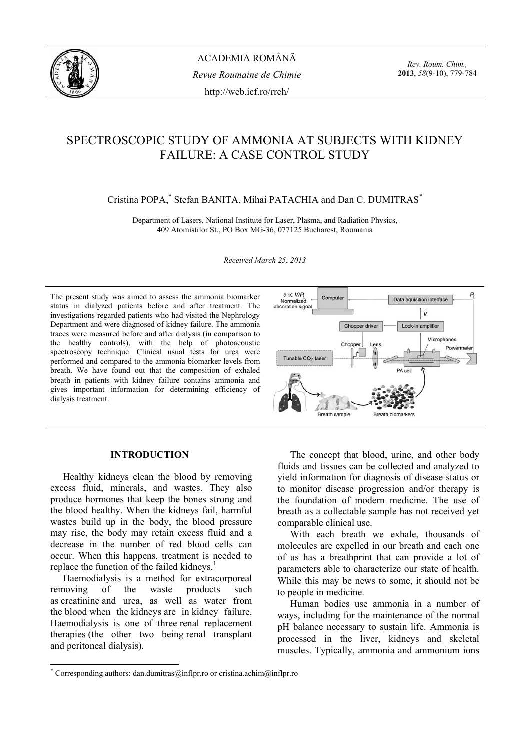# SPECTROSCOPIC STUDY OF AMMONIA AT SUBJECTS WITH KIDNEY FAILURE: A CASE CONTROL STUDY

Cristina POPA,[*] Stefan BANITA, Mihai PATACHIA and Dan C. DUMITRAS[*]

Department of Lasers, National Institute for Laser, Plasma, and Radiation Physics, 409 Atomistilor St., PO Box MG-36, 077125 Bucharest, Roumania

*Received March 25, 2013*

The present study was aimed to assess the ammonia biomarker status in dialyzed patients before and after treatment. The investigations regarded patients who had visited the Nephrology Department and were diagnosed of kidney failure. The ammonia traces were measured before and after dialysis (in comparison to the healthy controls), with the help of photoacoustic spectroscopy technique. Clinical usual tests for urea were performed and compared to the ammonia biomarker levels from breath. We have found out that the composition of exhaled breath in patients with kidney failure contains ammonia and gives important information for determining efficiency of dialysis treatment.

## INTRODUCTION

Healthy kidneys clean the blood by removing excess fluid, minerals, and wastes. They also produce hormones that keep the bones strong and the blood healthy. When the kidneys fail, harmful wastes build up in the body, the blood pressure may rise, the body may retain excess fluid and a decrease in the number of red blood cells can occur. When this happens, treatment is needed to replace the function of the failed kidneys.[1]

Haemodialysis is a method for extracorporeal removing of the waste products such as creatinine and urea, as well as water from the blood when the kidneys are in kidney failure. Haemodialysis is one of three renal replacement therapies (the other two being renal transplant and peritoneal dialysis).

The concept that blood, urine, and other body fluids and tissues can be collected and analyzed to yield information for diagnosis of disease status or to monitor disease progression and/or therapy is the foundation of modern medicine. The use of breath as a collectable sample has not received yet comparable clinical use.

With each breath we exhale, thousands of molecules are expelled in our breath and each one of us has a breathprint that can provide a lot of parameters able to characterize our state of health. While this may be news to some, it should not be to people in medicine.

Human bodies use ammonia in a number of ways, including for the maintenance of the normal pH balance necessary to sustain life. Ammonia is processed in the liver, kidneys and skeletal muscles. Typically, ammonia and ammonium ions

---

[*] Corresponding authors: dan.dumitras@inflpr.ro or cristina.achim@inflpr.ro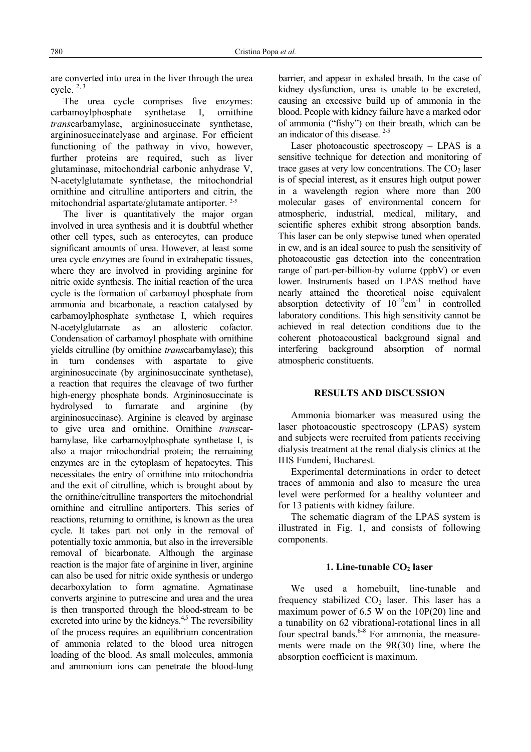are converted into urea in the liver through the urea cycle. [2, 3]

The urea cycle comprises five enzymes: carbamoylphosphate synthetase I, ornithine *trans*carbamylase, argininosuccinate synthetase, argininosuccinatelyase and arginase. For efficient functioning of the pathway in vivo, however, further proteins are required, such as liver glutaminase, mitochondrial carbonic anhydrase V, N-acetylglutamate synthetase, the mitochondrial ornithine and citrulline antiporters and citrin, the mitochondrial aspartate/glutamate antiporter. [2-5]

The liver is quantitatively the major organ involved in urea synthesis and it is doubtful whether other cell types, such as enterocytes, can produce significant amounts of urea. However, at least some urea cycle enzymes are found in extrahepatic tissues, where they are involved in providing arginine for nitric oxide synthesis. The initial reaction of the urea cycle is the formation of carbamoyl phosphate from ammonia and bicarbonate, a reaction catalysed by carbamoylphosphate synthetase I, which requires N-acetylglutamate as an allosteric cofactor. Condensation of carbamoyl phosphate with ornithine yields citrulline (by ornithine *trans*carbamylase); this in turn condenses with aspartate to give argininosuccinate (by argininosuccinate synthetase), a reaction that requires the cleavage of two further high-energy phosphate bonds. Argininosuccinate is hydrolysed to fumarate and arginine (by argininosuccinase). Arginine is cleaved by arginase to give urea and ornithine. Ornithine *trans*carbamylase, like carbamoylphosphate synthetase I, is also a major mitochondrial protein; the remaining enzymes are in the cytoplasm of hepatocytes. This necessitates the entry of ornithine into mitochondria and the exit of citrulline, which is brought about by the ornithine/citrulline transporters the mitochondrial ornithine and citrulline antiporters. This series of reactions, returning to ornithine, is known as the urea cycle. It takes part not only in the removal of potentially toxic ammonia, but also in the irreversible removal of bicarbonate. Although the arginase reaction is the major fate of arginine in liver, arginine can also be used for nitric oxide synthesis or undergo decarboxylation to form agmatine. Agmatinase converts arginine to putrescine and urea and the urea is then transported through the blood-stream to be excreted into urine by the kidneys.[4,5] The reversibility of the process requires an equilibrium concentration of ammonia related to the blood urea nitrogen loading of the blood. As small molecules, ammonia and ammonium ions can penetrate the blood-lung barrier, and appear in exhaled breath. In the case of kidney dysfunction, urea is unable to be excreted, causing an excessive build up of ammonia in the blood. People with kidney failure have a marked odor of ammonia ("fishy") on their breath, which can be an indicator of this disease. [2-5]

Laser photoacoustic spectroscopy – LPAS is a sensitive technique for detection and monitoring of trace gases at very low concentrations. The $CO_2$ laser is of special interest, as it ensures high output power in a wavelength region where more than 200 molecular gases of environmental concern for atmospheric, industrial, medical, military, and scientific spheres exhibit strong absorption bands. This laser can be only stepwise tuned when operated in cw, and is an ideal source to push the sensitivity of photoacoustic gas detection into the concentration range of part-per-billion-by volume (ppbV) or even lower. Instruments based on LPAS method have nearly attained the theoretical noise equivalent absorption detectivity of $10^{-10}$cm$^{-1}$ in controlled laboratory conditions. This high sensitivity cannot be achieved in real detection conditions due to the coherent photoacoustical background signal and interfering background absorption of normal atmospheric constituents.

## RESULTS AND DISCUSSION

Ammonia biomarker was measured using the laser photoacoustic spectroscopy (LPAS) system and subjects were recruited from patients receiving dialysis treatment at the renal dialysis clinics at the IHS Fundeni, Bucharest.

Experimental determinations in order to detect traces of ammonia and also to measure the urea level were performed for a healthy volunteer and for 13 patients with kidney failure.

The schematic diagram of the LPAS system is illustrated in Fig. 1, and consists of following components.

### 1. Line-tunable $CO_2$ laser

We used a homebuilt, line-tunable and frequency stabilized $CO_2$ laser. This laser has a maximum power of 6.5 W on the 10P(20) line and a tunability on 62 vibrational-rotational lines in all four spectral bands.[6-8] For ammonia, the measurements were made on the 9R(30) line, where the absorption coefficient is maximum.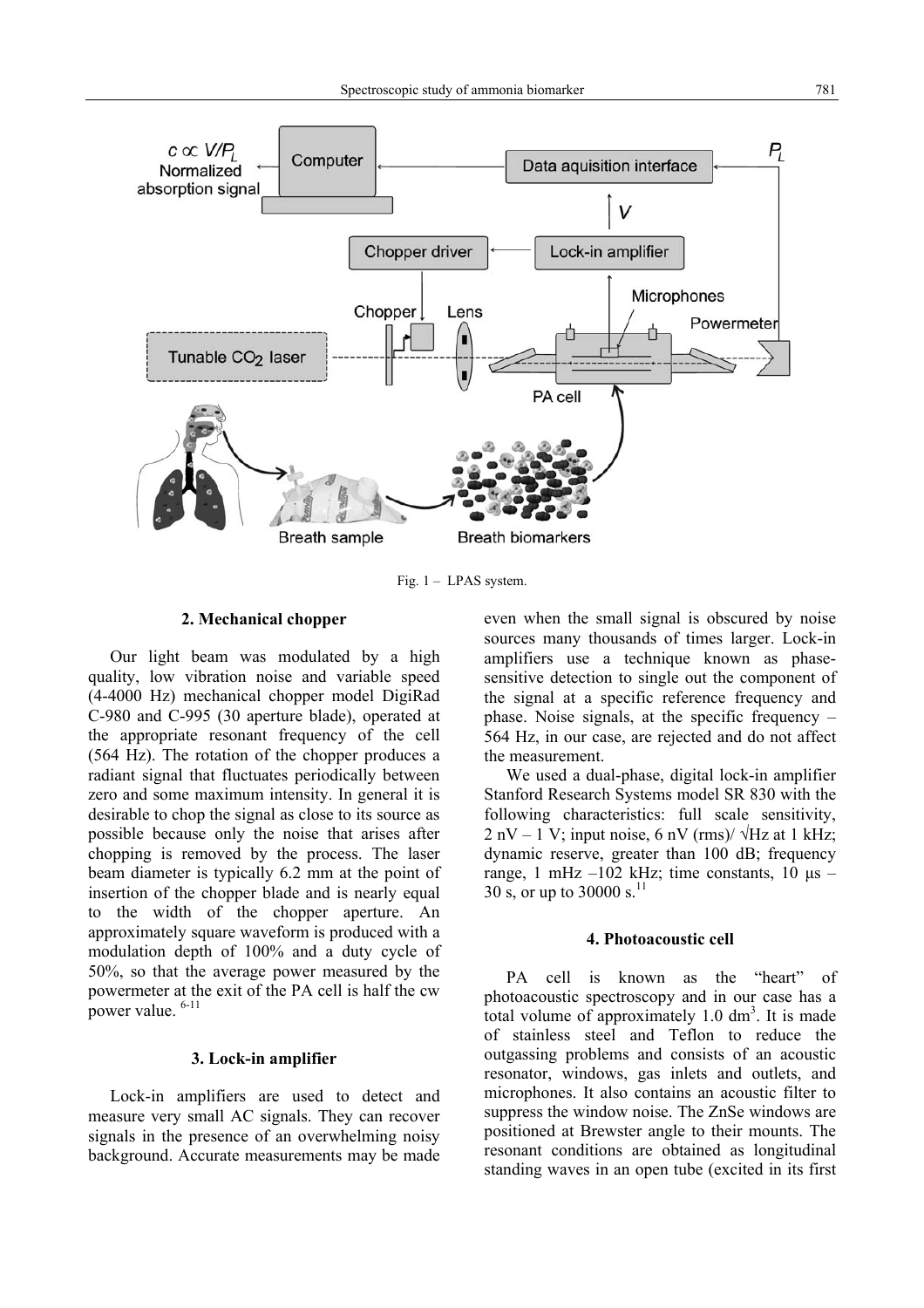Fig. 1 – LPAS system.

## 2. Mechanical chopper

Our light beam was modulated by a high quality, low vibration noise and variable speed (4-4000 Hz) mechanical chopper model DigiRad C-980 and C-995 (30 aperture blade), operated at the appropriate resonant frequency of the cell (564 Hz). The rotation of the chopper produces a radiant signal that fluctuates periodically between zero and some maximum intensity. In general it is desirable to chop the signal as close to its source as possible because only the noise that arises after chopping is removed by the process. The laser beam diameter is typically 6.2 mm at the point of insertion of the chopper blade and is nearly equal to the width of the chopper aperture. An approximately square waveform is produced with a modulation depth of 100% and a duty cycle of 50%, so that the average power measured by the powermeter at the exit of the PA cell is half the cw power value. [6-11]

## 3. Lock-in amplifier

Lock-in amplifiers are used to detect and measure very small AC signals. They can recover signals in the presence of an overwhelming noisy background. Accurate measurements may be made even when the small signal is obscured by noise sources many thousands of times larger. Lock-in amplifiers use a technique known as phase-sensitive detection to single out the component of the signal at a specific reference frequency and phase. Noise signals, at the specific frequency – 564 Hz, in our case, are rejected and do not affect the measurement.

We used a dual-phase, digital lock-in amplifier Stanford Research Systems model SR 830 with the following characteristics: full scale sensitivity, 2 nV – 1 V; input noise, 6 nV (rms)/ √Hz at 1 kHz; dynamic reserve, greater than 100 dB; frequency range, 1 mHz –102 kHz; time constants, 10 μs – 30 s, or up to 30000 s.[11]

## 4. Photoacoustic cell

PA cell is known as the "heart" of photoacoustic spectroscopy and in our case has a total volume of approximately 1.0 $dm^3$. It is made of stainless steel and Teflon to reduce the outgassing problems and consists of an acoustic resonator, windows, gas inlets and outlets, and microphones. It also contains an acoustic filter to suppress the window noise. The ZnSe windows are positioned at Brewster angle to their mounts. The resonant conditions are obtained as longitudinal standing waves in an open tube (excited in its first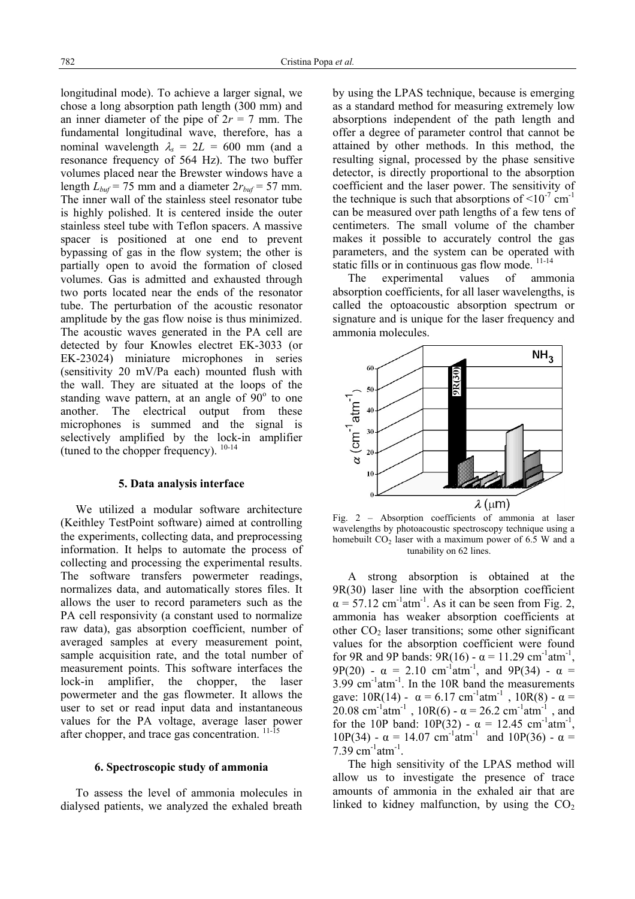longitudinal mode). To achieve a larger signal, we chose a long absorption path length (300 mm) and an inner diameter of the pipe of $2r = 7$ mm. The fundamental longitudinal wave, therefore, has a nominal wavelength $\lambda_s = 2L = 600$ mm (and a resonance frequency of 564 Hz). The two buffer volumes placed near the Brewster windows have a length $L_{buf} = 75$ mm and a diameter $2r_{buf} = 57$ mm. The inner wall of the stainless steel resonator tube is highly polished. It is centered inside the outer stainless steel tube with Teflon spacers. A massive spacer is positioned at one end to prevent bypassing of gas in the flow system; the other is partially open to avoid the formation of closed volumes. Gas is admitted and exhausted through two ports located near the ends of the resonator tube. The perturbation of the acoustic resonator amplitude by the gas flow noise is thus minimized. The acoustic waves generated in the PA cell are detected by four Knowles electret EK-3033 (or EK-23024) miniature microphones in series (sensitivity 20 mV/Pa each) mounted flush with the wall. They are situated at the loops of the standing wave pattern, at an angle of $90^o$ to one another. The electrical output from these microphones is summed and the signal is selectively amplified by the lock-in amplifier (tuned to the chopper frequency). [10-14]

### 5. Data analysis interface

We utilized a modular software architecture (Keithley TestPoint software) aimed at controlling the experiments, collecting data, and preprocessing information. It helps to automate the process of collecting and processing the experimental results. The software transfers powermeter readings, normalizes data, and automatically stores files. It allows the user to record parameters such as the PA cell responsivity (a constant used to normalize raw data), gas absorption coefficient, number of averaged samples at every measurement point, sample acquisition rate, and the total number of measurement points. This software interfaces the lock-in amplifier, the chopper, the laser powermeter and the gas flowmeter. It allows the user to set or read input data and instantaneous values for the PA voltage, average laser power after chopper, and trace gas concentration. [11-15]

### 6. Spectroscopic study of ammonia

To assess the level of ammonia molecules in dialysed patients, we analyzed the exhaled breath by using the LPAS technique, because is emerging as a standard method for measuring extremely low absorptions independent of the path length and offer a degree of parameter control that cannot be attained by other methods. In this method, the resulting signal, processed by the phase sensitive detector, is directly proportional to the absorption coefficient and the laser power. The sensitivity of the technique is such that absorptions of $<10^{-7}$ cm$^{-1}$ can be measured over path lengths of a few tens of centimeters. The small volume of the chamber makes it possible to accurately control the gas parameters, and the system can be operated with static fills or in continuous gas flow mode. [11-14]

The experimental values of ammonia absorption coefficients, for all laser wavelengths, is called the optoacoustic absorption spectrum or signature and is unique for the laser frequency and ammonia molecules.

Fig. 2 – Absorption coefficients of ammonia at laser wavelengths by photoacoustic spectroscopy technique using a homebuilt $CO_2$ laser with a maximum power of 6.5 W and a tunability on 62 lines.

A strong absorption is obtained at the 9R(30) laser line with the absorption coefficient $\alpha = 57.12$ cm$^{-1}$atm$^{-1}$. As it can be seen from Fig. 2, ammonia has weaker absorption coefficients at other $CO_2$ laser transitions; some other significant values for the absorption coefficient were found for 9R and 9P bands: 9R(16) - $\alpha = 11.29$ cm$^{-1}$atm$^{-1}$, 9P(20) - $\alpha = 2.10$ cm$^{-1}$atm$^{-1}$, and 9P(34) - $\alpha = 3.99$ cm$^{-1}$atm$^{-1}$. In the 10R band the measurements gave: 10R(14) - $\alpha = 6.17$ cm$^{-1}$atm$^{-1}$, 10R(8) - $\alpha = 20.08$ cm$^{-1}$atm$^{-1}$, 10R(6) - $\alpha = 26.2$ cm$^{-1}$atm$^{-1}$, and for the 10P band: 10P(32) - $\alpha = 12.45$ cm$^{-1}$atm$^{-1}$, 10P(34) - $\alpha = 14.07$ cm$^{-1}$atm$^{-1}$ and 10P(36) - $\alpha = 7.39$ cm$^{-1}$atm$^{-1}$.

The high sensitivity of the LPAS method will allow us to investigate the presence of trace amounts of ammonia in the exhaled air that are linked to kidney malfunction, by using the $CO_2$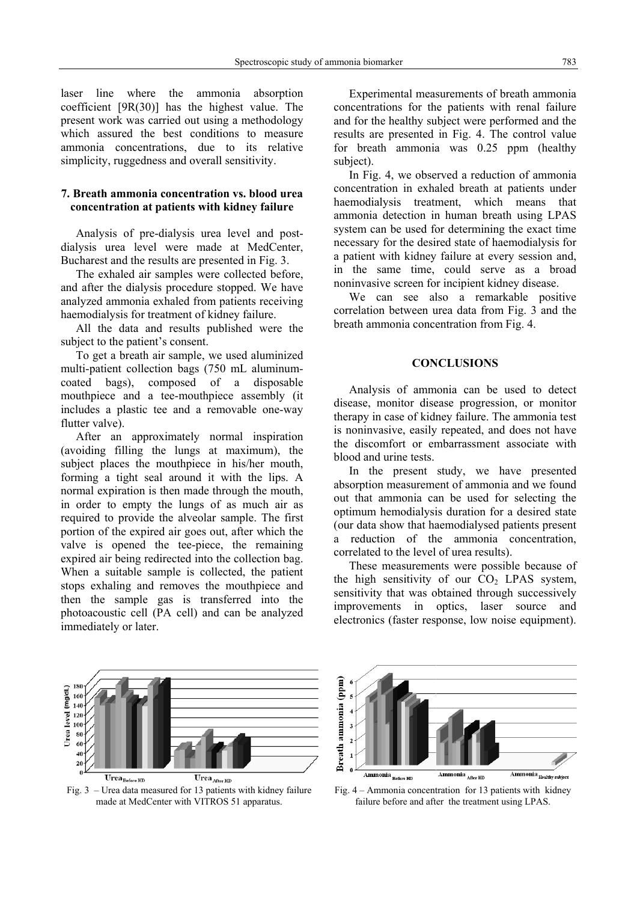laser line where the ammonia absorption coefficient [9R(30)] has the highest value. The present work was carried out using a methodology which assured the best conditions to measure ammonia concentrations, due to its relative simplicity, ruggedness and overall sensitivity.

## 7. Breath ammonia concentration vs. blood urea concentration at patients with kidney failure

Analysis of pre-dialysis urea level and post-dialysis urea level were made at MedCenter, Bucharest and the results are presented in Fig. 3.

The exhaled air samples were collected before, and after the dialysis procedure stopped. We have analyzed ammonia exhaled from patients receiving haemodialysis for treatment of kidney failure.

All the data and results published were the subject to the patient's consent.

To get a breath air sample, we used aluminized multi-patient collection bags (750 mL aluminum-coated bags), composed of a disposable mouthpiece and a tee-mouthpiece assembly (it includes a plastic tee and a removable one-way flutter valve).

After an approximately normal inspiration (avoiding filling the lungs at maximum), the subject places the mouthpiece in his/her mouth, forming a tight seal around it with the lips. A normal expiration is then made through the mouth, in order to empty the lungs of as much air as required to provide the alveolar sample. The first portion of the expired air goes out, after which the valve is opened the tee-piece, the remaining expired air being redirected into the collection bag. When a suitable sample is collected, the patient stops exhaling and removes the mouthpiece and then the sample gas is transferred into the photoacoustic cell (PA cell) and can be analyzed immediately or later.

Experimental measurements of breath ammonia concentrations for the patients with renal failure and for the healthy subject were performed and the results are presented in Fig. 4. The control value for breath ammonia was 0.25 ppm (healthy subject).

In Fig. 4, we observed a reduction of ammonia concentration in exhaled breath at patients under haemodialysis treatment, which means that ammonia detection in human breath using LPAS system can be used for determining the exact time necessary for the desired state of haemodialysis for a patient with kidney failure at every session and, in the same time, could serve as a broad noninvasive screen for incipient kidney disease.

We can see also a remarkable positive correlation between urea data from Fig. 3 and the breath ammonia concentration from Fig. 4.

## CONCLUSIONS

Analysis of ammonia can be used to detect disease, monitor disease progression, or monitor therapy in case of kidney failure. The ammonia test is noninvasive, easily repeated, and does not have the discomfort or embarrassment associate with blood and urine tests.

In the present study, we have presented absorption measurement of ammonia and we found out that ammonia can be used for selecting the optimum hemodialysis duration for a desired state (our data show that haemodialysed patients present a reduction of the ammonia concentration, correlated to the level of urea results).

These measurements were possible because of the high sensitivity of our $CO_2$ LPAS system, sensitivity that was obtained through successively improvements in optics, laser source and electronics (faster response, low noise equipment).

Fig. 3 – Urea data measured for 13 patients with kidney failure made at MedCenter with VITROS 51 apparatus.

Fig. 4 – Ammonia concentration for 13 patients with kidney failure before and after the treatment using LPAS.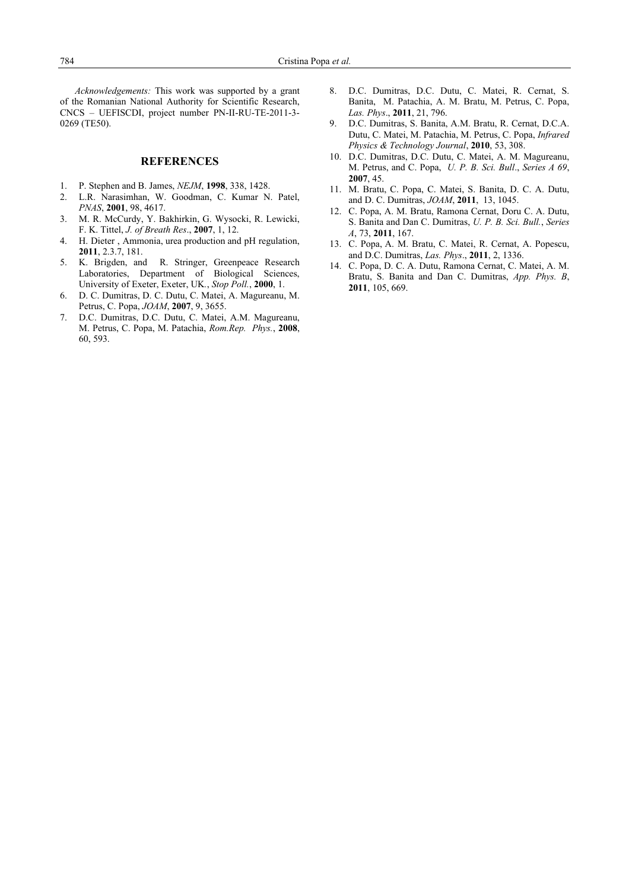*Acknowledgements:* This work was supported by a grant of the Romanian National Authority for Scientific Research, CNCS – UEFISCDI, project number PN-II-RU-TE-2011-3-0269 (TE50).

## REFERENCES

1. P. Stephen and B. James, *NEJM*, **1998**, 338, 1428.
2. L.R. Narasimhan, W. Goodman, C. Kumar N. Patel, *PNAS*, **2001**, 98, 4617.
3. M. R. McCurdy, Y. Bakhirkin, G. Wysocki, R. Lewicki, F. K. Tittel, *J. of Breath Res*., **2007**, 1, 12.
4. H. Dieter , Ammonia, urea production and pH regulation, **2011**, 2.3.7, 181.
5. K. Brigden, and R. Stringer, Greenpeace Research Laboratories, Department of Biological Sciences, University of Exeter, Exeter, UK., *Stop Poll.*, **2000**, 1.
6. D. C. Dumitras, D. C. Dutu, C. Matei, A. Magureanu, M. Petrus, C. Popa, *JOAM*, **2007**, 9, 3655.
7. D.C. Dumitras, D.C. Dutu, C. Matei, A.M. Magureanu, M. Petrus, C. Popa, M. Patachia, *Rom.Rep. Phys.*, **2008**, 60, 593.
8. D.C. Dumitras, D.C. Dutu, C. Matei, R. Cernat, S. Banita, M. Patachia, A. M. Bratu, M. Petrus, C. Popa, *Las. Phys*., **2011**, 21, 796.
9. D.C. Dumitras, S. Banita, A.M. Bratu, R. Cernat, D.C.A. Dutu, C. Matei, M. Patachia, M. Petrus, C. Popa, *Infrared Physics & Technology Journal*, **2010**, 53, 308.
10. D.C. Dumitras, D.C. Dutu, C. Matei, A. M. Magureanu, M. Petrus, and C. Popa, *U. P. B. Sci. Bull*., *Series A 69*, **2007**, 45.
11. M. Bratu, C. Popa, C. Matei, S. Banita, D. C. A. Dutu, and D. C. Dumitras, *JOAM*, **2011**, 13, 1045.
12. C. Popa, A. M. Bratu, Ramona Cernat, Doru C. A. Dutu, S. Banita and Dan C. Dumitras, *U. P. B. Sci. Bull.*, *Series A*, 73, **2011**, 167.
13. C. Popa, A. M. Bratu, C. Matei, R. Cernat, A. Popescu, and D.C. Dumitras, *Las. Phys*., **2011**, 2, 1336.
14. C. Popa, D. C. A. Dutu, Ramona Cernat, C. Matei, A. M. Bratu, S. Banita and Dan C. Dumitras, *App. Phys. B*, **2011**, 105, 669.